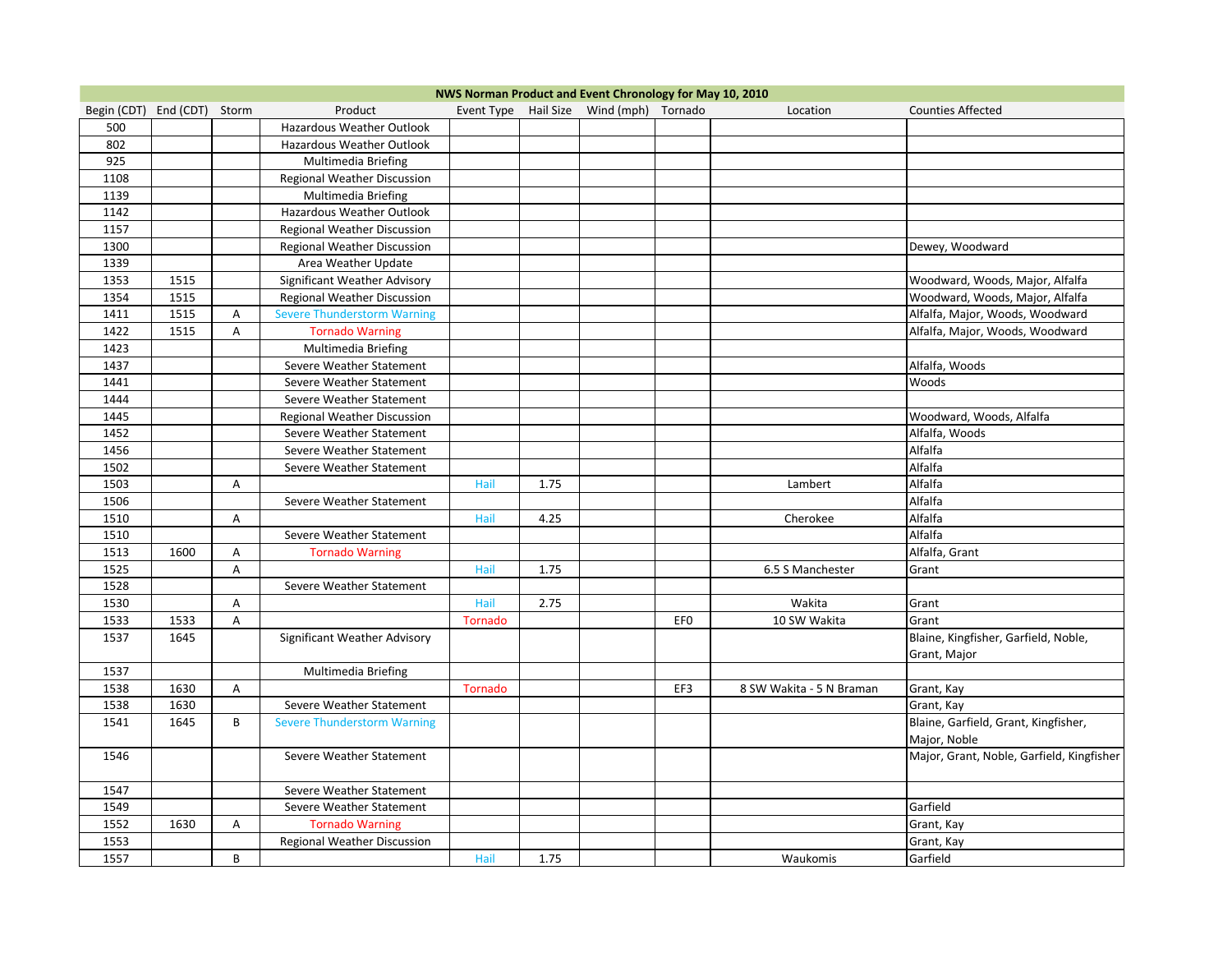| NWS Norman Product and Event Chronology for May 10, 2010 | | | | | | | | | |
|---|---|---|---|---|---|---|---|---|---|
| Begin (CDT) | End (CDT) | Storm | Product | Event Type | Hail Size | Wind (mph) | Tornado | Location | Counties Affected |
| 500 | | | Hazardous Weather Outlook | | | | | | |
| 802 | | | Hazardous Weather Outlook | | | | | | |
| 925 | | | Multimedia Briefing | | | | | | |
| 1108 | | | Regional Weather Discussion | | | | | | |
| 1139 | | | Multimedia Briefing | | | | | | |
| 1142 | | | Hazardous Weather Outlook | | | | | | |
| 1157 | | | Regional Weather Discussion | | | | | | |
| 1300 | | | Regional Weather Discussion | | | | | | Dewey, Woodward |
| 1339 | | | Area Weather Update | | | | | | |
| 1353 | 1515 | | Significant Weather Advisory | | | | | | Woodward, Woods, Major, Alfalfa |
| 1354 | 1515 | | Regional Weather Discussion | | | | | | Woodward, Woods, Major, Alfalfa |
| 1411 | 1515 | A | Severe Thunderstorm Warning | | | | | | Alfalfa, Major, Woods, Woodward |
| 1422 | 1515 | A | Tornado Warning | | | | | | Alfalfa, Major, Woods, Woodward |
| 1423 | | | Multimedia Briefing | | | | | | |
| 1437 | | | Severe Weather Statement | | | | | | Alfalfa, Woods |
| 1441 | | | Severe Weather Statement | | | | | | Woods |
| 1444 | | | Severe Weather Statement | | | | | | |
| 1445 | | | Regional Weather Discussion | | | | | | Woodward, Woods, Alfalfa |
| 1452 | | | Severe Weather Statement | | | | | | Alfalfa, Woods |
| 1456 | | | Severe Weather Statement | | | | | | Alfalfa |
| 1502 | | | Severe Weather Statement | | | | | | Alfalfa |
| 1503 | | A | | Hail | 1.75 | | | Lambert | Alfalfa |
| 1506 | | | Severe Weather Statement | | | | | | Alfalfa |
| 1510 | | A | | Hail | 4.25 | | | Cherokee | Alfalfa |
| 1510 | | | Severe Weather Statement | | | | | | Alfalfa |
| 1513 | 1600 | A | Tornado Warning | | | | | | Alfalfa, Grant |
| 1525 | | A | | Hail | 1.75 | | | 6.5 S Manchester | Grant |
| 1528 | | | Severe Weather Statement | | | | | | |
| 1530 | | A | | Hail | 2.75 | | | Wakita | Grant |
| 1533 | 1533 | A | | Tornado | | | EF0 | 10 SW Wakita | Grant |
| 1537 | 1645 | | Significant Weather Advisory | | | | | | Blaine, Kingfisher, Garfield, Noble, Grant, Major |
| 1537 | | | Multimedia Briefing | | | | | | |
| 1538 | 1630 | A | | Tornado | | | EF3 | 8 SW Wakita - 5 N Braman | Grant, Kay |
| 1538 | 1630 | | Severe Weather Statement | | | | | | Grant, Kay |
| 1541 | 1645 | B | Severe Thunderstorm Warning | | | | | | Blaine, Garfield, Grant, Kingfisher, Major, Noble |
| 1546 | | | Severe Weather Statement | | | | | | Major, Grant, Noble, Garfield, Kingfisher |
| 1547 | | | Severe Weather Statement | | | | | | |
| 1549 | | | Severe Weather Statement | | | | | | Garfield |
| 1552 | 1630 | A | Tornado Warning | | | | | | Grant, Kay |
| 1553 | | | Regional Weather Discussion | | | | | | Grant, Kay |
| 1557 | | B | | Hail | 1.75 | | | Waukomis | Garfield |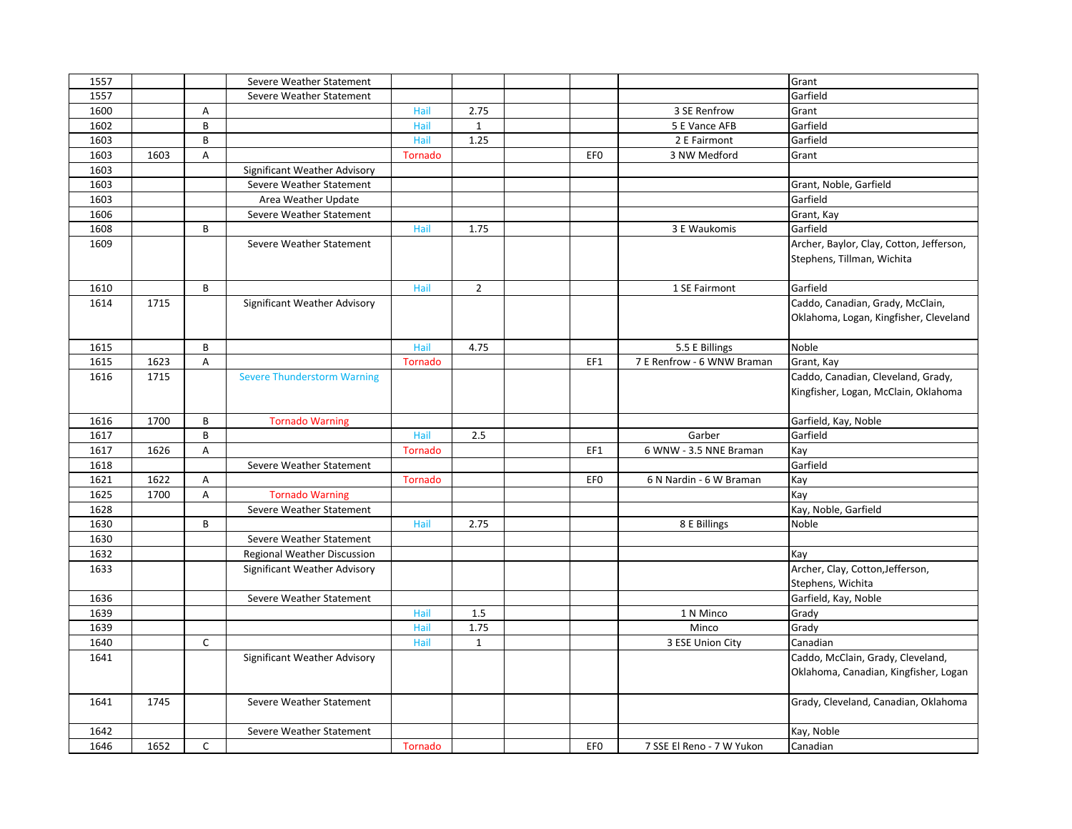| | | | | | | | | | |
|---|---|---|---|---|---|---|---|---|---|
| 1557 | | | Severe Weather Statement | | | | | | Grant |
| 1557 | | | Severe Weather Statement | | | | | | Garfield |
| 1600 | | A | | Hail | 2.75 | | | 3 SE Renfrow | Grant |
| 1602 | | B | | Hail | 1 | | | 5 E Vance AFB | Garfield |
| 1603 | | B | | Hail | 1.25 | | | 2 E Fairmont | Garfield |
| 1603 | 1603 | A | | Tornado | | | EF0 | 3 NW Medford | Grant |
| 1603 | | | Significant Weather Advisory | | | | | | |
| 1603 | | | Severe Weather Statement | | | | | | Grant, Noble, Garfield |
| 1603 | | | Area Weather Update | | | | | | Garfield |
| 1606 | | | Severe Weather Statement | | | | | | Grant, Kay |
| 1608 | | B | | Hail | 1.75 | | | 3 E Waukomis | Garfield |
| 1609 | | | Severe Weather Statement | | | | | | Archer, Baylor, Clay, Cotton, Jefferson, Stephens, Tillman, Wichita |
| 1610 | | B | | Hail | 2 | | | 1 SE Fairmont | Garfield |
| 1614 | 1715 | | Significant Weather Advisory | | | | | | Caddo, Canadian, Grady, McClain, Oklahoma, Logan, Kingfisher, Cleveland |
| 1615 | | B | | Hail | 4.75 | | | 5.5 E Billings | Noble |
| 1615 | 1623 | A | | Tornado | | | EF1 | 7 E Renfrow - 6 WNW Braman | Grant, Kay |
| 1616 | 1715 | | Severe Thunderstorm Warning | | | | | | Caddo, Canadian, Cleveland, Grady, Kingfisher, Logan, McClain, Oklahoma |
| 1616 | 1700 | B | Tornado Warning | | | | | | Garfield, Kay, Noble |
| 1617 | | B | | Hail | 2.5 | | | Garber | Garfield |
| 1617 | 1626 | A | | Tornado | | | EF1 | 6 WNW - 3.5 NNE Braman | Kay |
| 1618 | | | Severe Weather Statement | | | | | | Garfield |
| 1621 | 1622 | A | | Tornado | | | EF0 | 6 N Nardin - 6 W Braman | Kay |
| 1625 | 1700 | A | Tornado Warning | | | | | | Kay |
| 1628 | | | Severe Weather Statement | | | | | | Kay, Noble, Garfield |
| 1630 | | B | | Hail | 2.75 | | | 8 E Billings | Noble |
| 1630 | | | Severe Weather Statement | | | | | | |
| 1632 | | | Regional Weather Discussion | | | | | | Kay |
| 1633 | | | Significant Weather Advisory | | | | | | Archer, Clay, Cotton,Jefferson, Stephens, Wichita |
| 1636 | | | Severe Weather Statement | | | | | | Garfield, Kay, Noble |
| 1639 | | | | Hail | 1.5 | | | 1 N Minco | Grady |
| 1639 | | | | Hail | 1.75 | | | Minco | Grady |
| 1640 | | C | | Hail | 1 | | | 3 ESE Union City | Canadian |
| 1641 | | | Significant Weather Advisory | | | | | | Caddo, McClain, Grady, Cleveland, Oklahoma, Canadian, Kingfisher, Logan |
| 1641 | 1745 | | Severe Weather Statement | | | | | | Grady, Cleveland, Canadian, Oklahoma |
| 1642 | | | Severe Weather Statement | | | | | | Kay, Noble |
| 1646 | 1652 | C | | Tornado | | | EF0 | 7 SSE El Reno - 7 W Yukon | Canadian |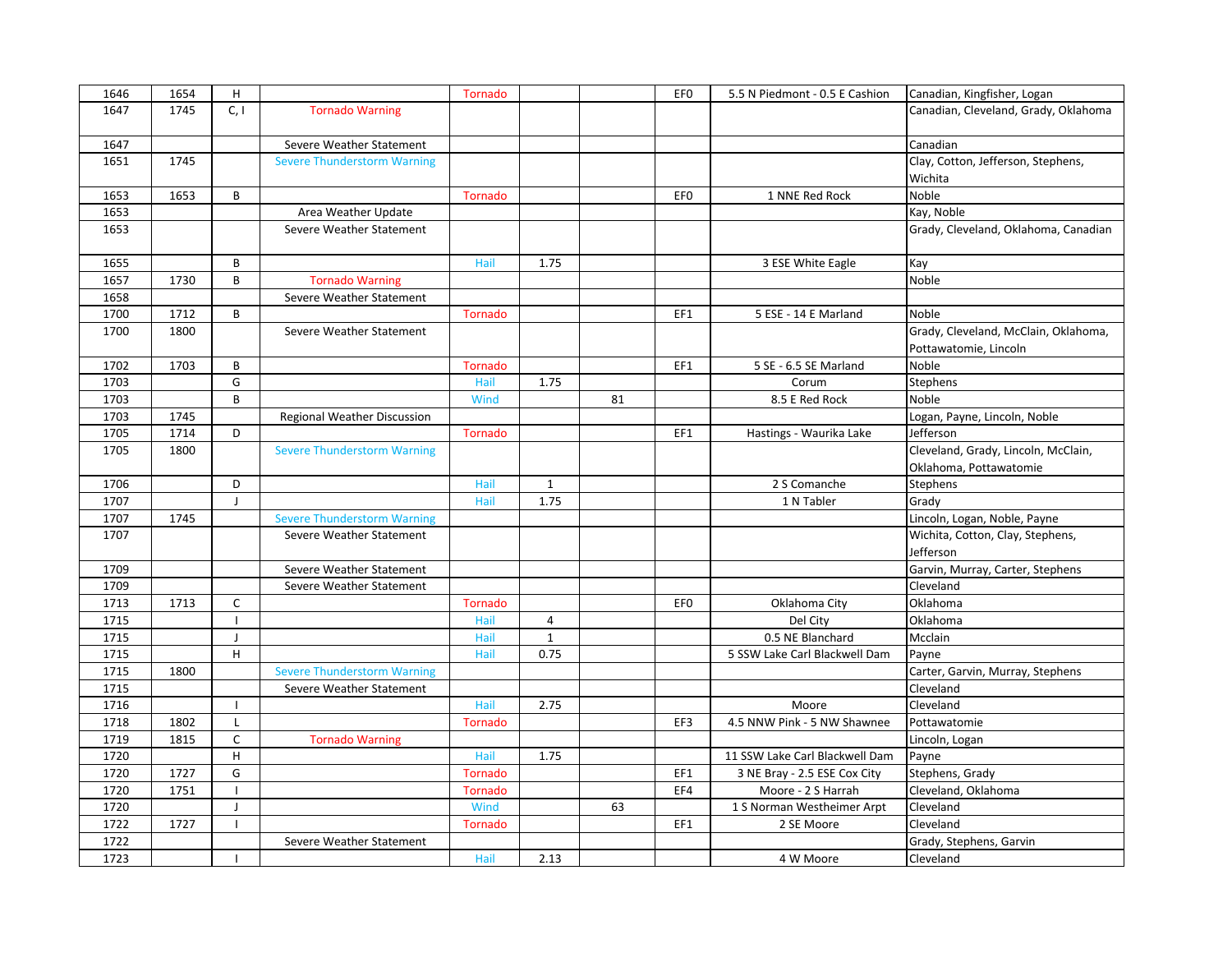| | | | | | | | | | |
|---|---|---|---|---|---|---|---|---|---|
| 1646 | 1654 | H | | Tornado | | | EF0 | 5.5 N Piedmont - 0.5 E Cashion | Canadian, Kingfisher, Logan |
| 1647 | 1745 | C, I | Tornado Warning | | | | | | Canadian, Cleveland, Grady, Oklahoma |
| 1647 | | | Severe Weather Statement | | | | | | Canadian |
| 1651 | 1745 | | Severe Thunderstorm Warning | | | | | | Clay, Cotton, Jefferson, Stephens, Wichita |
| 1653 | 1653 | B | | Tornado | | | EF0 | 1 NNE Red Rock | Noble |
| 1653 | | | Area Weather Update | | | | | | Kay, Noble |
| 1653 | | | Severe Weather Statement | | | | | | Grady, Cleveland, Oklahoma, Canadian |
| 1655 | | B | | Hail | 1.75 | | | 3 ESE White Eagle | Kay |
| 1657 | 1730 | B | Tornado Warning | | | | | | Noble |
| 1658 | | | Severe Weather Statement | | | | | | |
| 1700 | 1712 | B | | Tornado | | | EF1 | 5 ESE - 14 E Marland | Noble |
| 1700 | 1800 | | Severe Weather Statement | | | | | | Grady, Cleveland, McClain, Oklahoma, Pottawatomie, Lincoln |
| 1702 | 1703 | B | | Tornado | | | EF1 | 5 SE - 6.5 SE Marland | Noble |
| 1703 | | G | | Hail | 1.75 | | | Corum | Stephens |
| 1703 | | B | | Wind | | 81 | | 8.5 E Red Rock | Noble |
| 1703 | 1745 | | Regional Weather Discussion | | | | | | Logan, Payne, Lincoln, Noble |
| 1705 | 1714 | D | | Tornado | | | EF1 | Hastings - Waurika Lake | Jefferson |
| 1705 | 1800 | | Severe Thunderstorm Warning | | | | | | Cleveland, Grady, Lincoln, McClain, Oklahoma, Pottawatomie |
| 1706 | | D | | Hail | 1 | | | 2 S Comanche | Stephens |
| 1707 | | J | | Hail | 1.75 | | | 1 N Tabler | Grady |
| 1707 | 1745 | | Severe Thunderstorm Warning | | | | | | Lincoln, Logan, Noble, Payne |
| 1707 | | | Severe Weather Statement | | | | | | Wichita, Cotton, Clay, Stephens, Jefferson |
| 1709 | | | Severe Weather Statement | | | | | | Garvin, Murray, Carter, Stephens |
| 1709 | | | Severe Weather Statement | | | | | | Cleveland |
| 1713 | 1713 | C | | Tornado | | | EF0 | Oklahoma City | Oklahoma |
| 1715 | | I | | Hail | 4 | | | Del City | Oklahoma |
| 1715 | | J | | Hail | 1 | | | 0.5 NE Blanchard | Mcclain |
| 1715 | | H | | Hail | 0.75 | | | 5 SSW Lake Carl Blackwell Dam | Payne |
| 1715 | 1800 | | Severe Thunderstorm Warning | | | | | | Carter, Garvin, Murray, Stephens |
| 1715 | | | Severe Weather Statement | | | | | | Cleveland |
| 1716 | | I | | Hail | 2.75 | | | Moore | Cleveland |
| 1718 | 1802 | L | | Tornado | | | EF3 | 4.5 NNW Pink - 5 NW Shawnee | Pottawatomie |
| 1719 | 1815 | C | Tornado Warning | | | | | | Lincoln, Logan |
| 1720 | | H | | Hail | 1.75 | | | 11 SSW Lake Carl Blackwell Dam | Payne |
| 1720 | 1727 | G | | Tornado | | | EF1 | 3 NE Bray - 2.5 ESE Cox City | Stephens, Grady |
| 1720 | 1751 | I | | Tornado | | | EF4 | Moore - 2 S Harrah | Cleveland, Oklahoma |
| 1720 | | J | | Wind | | 63 | | 1 S Norman Westheimer Arpt | Cleveland |
| 1722 | 1727 | I | | Tornado | | | EF1 | 2 SE Moore | Cleveland |
| 1722 | | | Severe Weather Statement | | | | | | Grady, Stephens, Garvin |
| 1723 | | I | | Hail | 2.13 | | | 4 W Moore | Cleveland |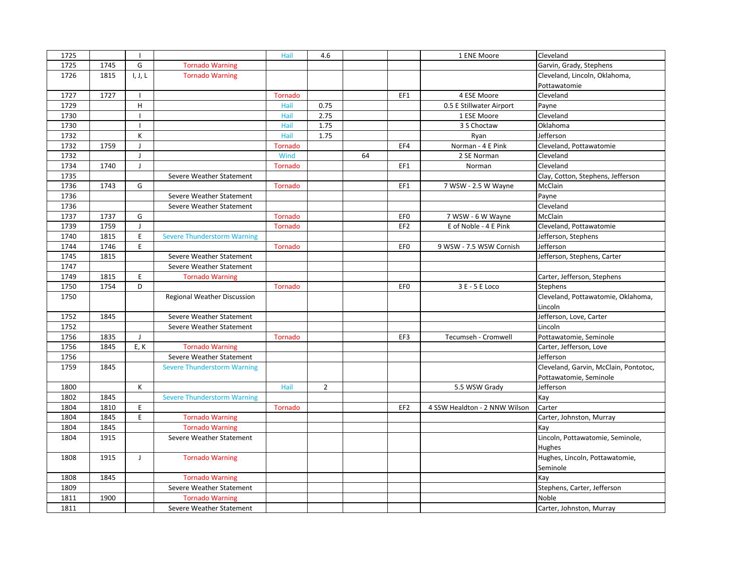| 1725 | | I | | Hail | 4.6 | | | 1 ENE Moore | Cleveland |
|---|---|---|---|---|---|---|---|---|---|
| 1725 | 1745 | G | Tornado Warning | | | | | | Garvin, Grady, Stephens |
| 1726 | 1815 | I, J, L | Tornado Warning | | | | | | Cleveland, Lincoln, Oklahoma, Pottawatomie |
| 1727 | 1727 | I | | Tornado | | | EF1 | 4 ESE Moore | Cleveland |
| 1729 | | H | | Hail | 0.75 | | | 0.5 E Stillwater Airport | Payne |
| 1730 | | I | | Hail | 2.75 | | | 1 ESE Moore | Cleveland |
| 1730 | | I | | Hail | 1.75 | | | 3 S Choctaw | Oklahoma |
| 1732 | | K | | Hail | 1.75 | | | Ryan | Jefferson |
| 1732 | 1759 | J | | Tornado | | | EF4 | Norman - 4 E Pink | Cleveland, Pottawatomie |
| 1732 | | J | | Wind | | 64 | | 2 SE Norman | Cleveland |
| 1734 | 1740 | J | | Tornado | | | EF1 | Norman | Cleveland |
| 1735 | | | Severe Weather Statement | | | | | | Clay, Cotton, Stephens, Jefferson |
| 1736 | 1743 | G | | Tornado | | | EF1 | 7 WSW - 2.5 W Wayne | McClain |
| 1736 | | | Severe Weather Statement | | | | | | Payne |
| 1736 | | | Severe Weather Statement | | | | | | Cleveland |
| 1737 | 1737 | G | | Tornado | | | EF0 | 7 WSW - 6 W Wayne | McClain |
| 1739 | 1759 | J | | Tornado | | | EF2 | E of Noble - 4 E Pink | Cleveland, Pottawatomie |
| 1740 | 1815 | E | Severe Thunderstorm Warning | | | | | | Jefferson, Stephens |
| 1744 | 1746 | E | | Tornado | | | EF0 | 9 WSW - 7.5 WSW Cornish | Jefferson |
| 1745 | 1815 | | Severe Weather Statement | | | | | | Jefferson, Stephens, Carter |
| 1747 | | | Severe Weather Statement | | | | | | |
| 1749 | 1815 | E | Tornado Warning | | | | | | Carter, Jefferson, Stephens |
| 1750 | 1754 | D | | Tornado | | | EF0 | 3 E - 5 E Loco | Stephens |
| 1750 | | | Regional Weather Discussion | | | | | | Cleveland, Pottawatomie, Oklahoma, Lincoln |
| 1752 | 1845 | | Severe Weather Statement | | | | | | Jefferson, Love, Carter |
| 1752 | | | Severe Weather Statement | | | | | | Lincoln |
| 1756 | 1835 | J | | Tornado | | | EF3 | Tecumseh - Cromwell | Pottawatomie, Seminole |
| 1756 | 1845 | E, K | Tornado Warning | | | | | | Carter, Jefferson, Love |
| 1756 | | | Severe Weather Statement | | | | | | Jefferson |
| 1759 | 1845 | | Severe Thunderstorm Warning | | | | | | Cleveland, Garvin, McClain, Pontotoc, Pottawatomie, Seminole |
| 1800 | | K | | Hail | 2 | | | 5.5 WSW Grady | Jefferson |
| 1802 | 1845 | | Severe Thunderstorm Warning | | | | | | Kay |
| 1804 | 1810 | E | | Tornado | | | EF2 | 4 SSW Healdton - 2 NNW Wilson | Carter |
| 1804 | 1845 | E | Tornado Warning | | | | | | Carter, Johnston, Murray |
| 1804 | 1845 | | Tornado Warning | | | | | | Kay |
| 1804 | 1915 | | Severe Weather Statement | | | | | | Lincoln, Pottawatomie, Seminole, Hughes |
| 1808 | 1915 | J | Tornado Warning | | | | | | Hughes, Lincoln, Pottawatomie, Seminole |
| 1808 | 1845 | | Tornado Warning | | | | | | Kay |
| 1809 | | | Severe Weather Statement | | | | | | Stephens, Carter, Jefferson |
| 1811 | 1900 | | Tornado Warning | | | | | | Noble |
| 1811 | | | Severe Weather Statement | | | | | | Carter, Johnston, Murray |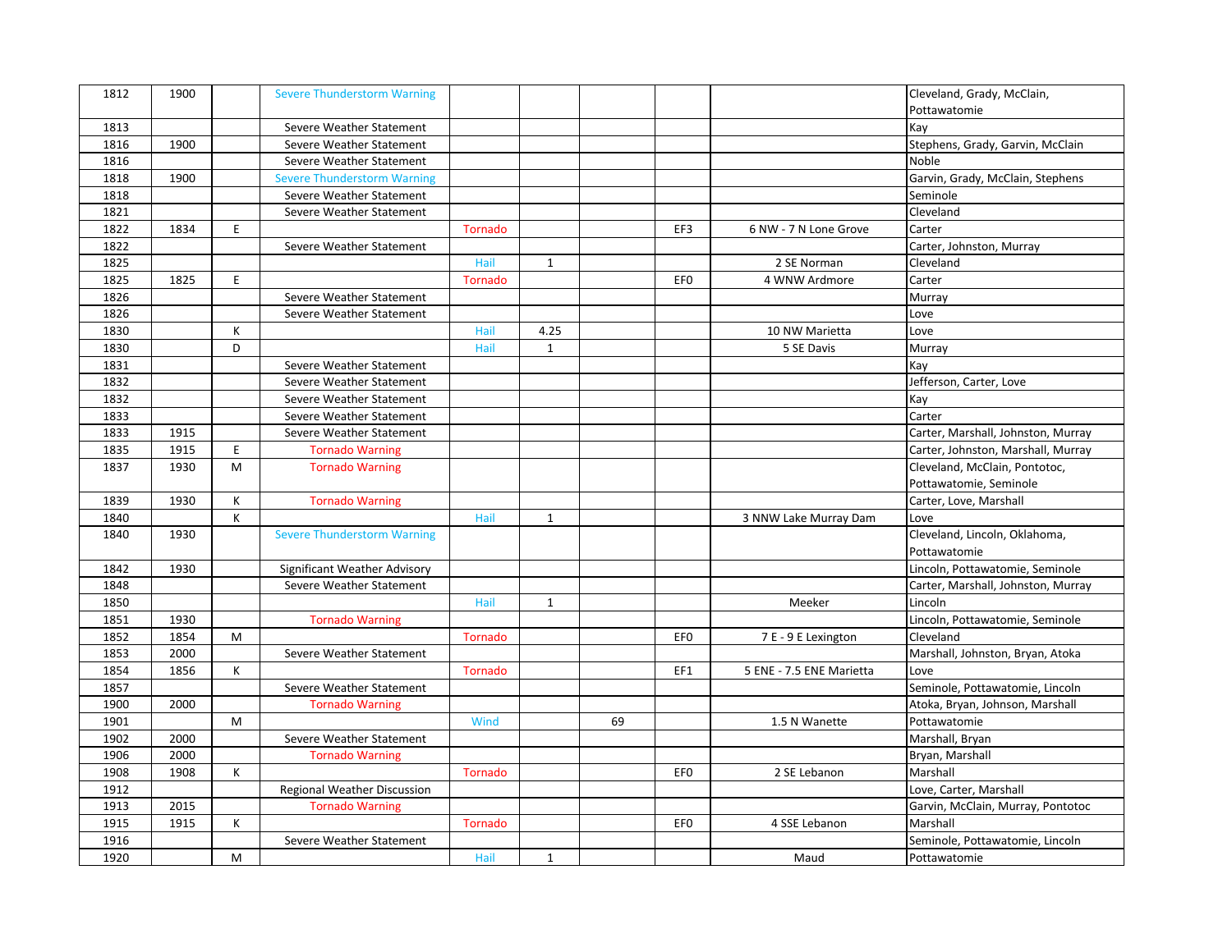| | | | | | | | | | |
|---|---|---|---|---|---|---|---|---|---|
| 1812 | 1900 | | Severe Thunderstorm Warning | | | | | | Cleveland, Grady, McClain, Pottawatomie |
| 1813 | | | Severe Weather Statement | | | | | | Kay |
| 1816 | 1900 | | Severe Weather Statement | | | | | | Stephens, Grady, Garvin, McClain |
| 1816 | | | Severe Weather Statement | | | | | | Noble |
| 1818 | 1900 | | Severe Thunderstorm Warning | | | | | | Garvin, Grady, McClain, Stephens |
| 1818 | | | Severe Weather Statement | | | | | | Seminole |
| 1821 | | | Severe Weather Statement | | | | | | Cleveland |
| 1822 | 1834 | E | | Tornado | | | EF3 | 6 NW - 7 N Lone Grove | Carter |
| 1822 | | | Severe Weather Statement | | | | | | Carter, Johnston, Murray |
| 1825 | | | | Hail | 1 | | | 2 SE Norman | Cleveland |
| 1825 | 1825 | E | | Tornado | | | EF0 | 4 WNW Ardmore | Carter |
| 1826 | | | Severe Weather Statement | | | | | | Murray |
| 1826 | | | Severe Weather Statement | | | | | | Love |
| 1830 | | K | | Hail | 4.25 | | | 10 NW Marietta | Love |
| 1830 | | D | | Hail | 1 | | | 5 SE Davis | Murray |
| 1831 | | | Severe Weather Statement | | | | | | Kay |
| 1832 | | | Severe Weather Statement | | | | | | Jefferson, Carter, Love |
| 1832 | | | Severe Weather Statement | | | | | | Kay |
| 1833 | | | Severe Weather Statement | | | | | | Carter |
| 1833 | 1915 | | Severe Weather Statement | | | | | | Carter, Marshall, Johnston, Murray |
| 1835 | 1915 | E | Tornado Warning | | | | | | Carter, Johnston, Marshall, Murray |
| 1837 | 1930 | M | Tornado Warning | | | | | | Cleveland, McClain, Pontotoc, Pottawatomie, Seminole |
| 1839 | 1930 | K | Tornado Warning | | | | | | Carter, Love, Marshall |
| 1840 | | K | | Hail | 1 | | | 3 NNW Lake Murray Dam | Love |
| 1840 | 1930 | | Severe Thunderstorm Warning | | | | | | Cleveland, Lincoln, Oklahoma, Pottawatomie |
| 1842 | 1930 | | Significant Weather Advisory | | | | | | Lincoln, Pottawatomie, Seminole |
| 1848 | | | Severe Weather Statement | | | | | | Carter, Marshall, Johnston, Murray |
| 1850 | | | | Hail | 1 | | | Meeker | Lincoln |
| 1851 | 1930 | | Tornado Warning | | | | | | Lincoln, Pottawatomie, Seminole |
| 1852 | 1854 | M | | Tornado | | | EF0 | 7 E - 9 E Lexington | Cleveland |
| 1853 | 2000 | | Severe Weather Statement | | | | | | Marshall, Johnston, Bryan, Atoka |
| 1854 | 1856 | K | | Tornado | | | EF1 | 5 ENE - 7.5 ENE Marietta | Love |
| 1857 | | | Severe Weather Statement | | | | | | Seminole, Pottawatomie, Lincoln |
| 1900 | 2000 | | Tornado Warning | | | | | | Atoka, Bryan, Johnson, Marshall |
| 1901 | | M | | Wind | | 69 | | 1.5 N Wanette | Pottawatomie |
| 1902 | 2000 | | Severe Weather Statement | | | | | | Marshall, Bryan |
| 1906 | 2000 | | Tornado Warning | | | | | | Bryan, Marshall |
| 1908 | 1908 | K | | Tornado | | | EF0 | 2 SE Lebanon | Marshall |
| 1912 | | | Regional Weather Discussion | | | | | | Love, Carter, Marshall |
| 1913 | 2015 | | Tornado Warning | | | | | | Garvin, McClain, Murray, Pontotoc |
| 1915 | 1915 | K | | Tornado | | | EF0 | 4 SSE Lebanon | Marshall |
| 1916 | | | Severe Weather Statement | | | | | | Seminole, Pottawatomie, Lincoln |
| 1920 | | M | | Hail | 1 | | | Maud | Pottawatomie |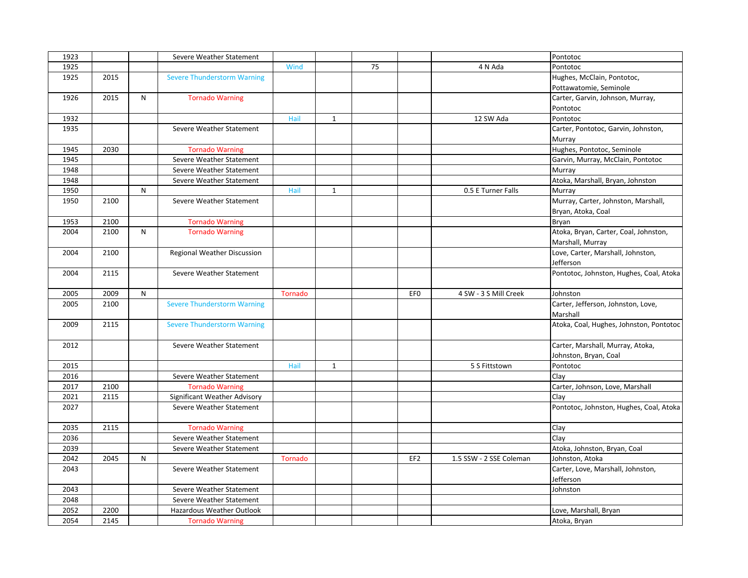| | | | | | | | | | |
|---|---|---|---|---|---|---|---|---|---|
| 1923 | | | Severe Weather Statement | | | | | | Pontotoc |
| 1925 | | | | Wind | | 75 | | 4 N Ada | Pontotoc |
| 1925 | 2015 | | Severe Thunderstorm Warning | | | | | | Hughes, McClain, Pontotoc, Pottawatomie, Seminole |
| 1926 | 2015 | N | Tornado Warning | | | | | | Carter, Garvin, Johnson, Murray, Pontotoc |
| 1932 | | | | Hail | 1 | | | 12 SW Ada | Pontotoc |
| 1935 | | | Severe Weather Statement | | | | | | Carter, Pontotoc, Garvin, Johnston, Murray |
| 1945 | 2030 | | Tornado Warning | | | | | | Hughes, Pontotoc, Seminole |
| 1945 | | | Severe Weather Statement | | | | | | Garvin, Murray, McClain, Pontotoc |
| 1948 | | | Severe Weather Statement | | | | | | Murray |
| 1948 | | | Severe Weather Statement | | | | | | Atoka, Marshall, Bryan, Johnston |
| 1950 | | N | | Hail | 1 | | | 0.5 E Turner Falls | Murray |
| 1950 | 2100 | | Severe Weather Statement | | | | | | Murray, Carter, Johnston, Marshall, Bryan, Atoka, Coal |
| 1953 | 2100 | | Tornado Warning | | | | | | Bryan |
| 2004 | 2100 | N | Tornado Warning | | | | | | Atoka, Bryan, Carter, Coal, Johnston, Marshall, Murray |
| 2004 | 2100 | | Regional Weather Discussion | | | | | | Love, Carter, Marshall, Johnston, Jefferson |
| 2004 | 2115 | | Severe Weather Statement | | | | | | Pontotoc, Johnston, Hughes, Coal, Atoka |
| 2005 | 2009 | N | | Tornado | | | EF0 | 4 SW - 3 S Mill Creek | Johnston |
| 2005 | 2100 | | Severe Thunderstorm Warning | | | | | | Carter, Jefferson, Johnston, Love, Marshall |
| 2009 | 2115 | | Severe Thunderstorm Warning | | | | | | Atoka, Coal, Hughes, Johnston, Pontotoc |
| 2012 | | | Severe Weather Statement | | | | | | Carter, Marshall, Murray, Atoka, Johnston, Bryan, Coal |
| 2015 | | | | Hail | 1 | | | 5 S Fittstown | Pontotoc |
| 2016 | | | Severe Weather Statement | | | | | | Clay |
| 2017 | 2100 | | Tornado Warning | | | | | | Carter, Johnson, Love, Marshall |
| 2021 | 2115 | | Significant Weather Advisory | | | | | | Clay |
| 2027 | | | Severe Weather Statement | | | | | | Pontotoc, Johnston, Hughes, Coal, Atoka |
| 2035 | 2115 | | Tornado Warning | | | | | | Clay |
| 2036 | | | Severe Weather Statement | | | | | | Clay |
| 2039 | | | Severe Weather Statement | | | | | | Atoka, Johnston, Bryan, Coal |
| 2042 | 2045 | N | | Tornado | | | EF2 | 1.5 SSW - 2 SSE Coleman | Johnston, Atoka |
| 2043 | | | Severe Weather Statement | | | | | | Carter, Love, Marshall, Johnston, Jefferson |
| 2043 | | | Severe Weather Statement | | | | | | Johnston |
| 2048 | | | Severe Weather Statement | | | | | | |
| 2052 | 2200 | | Hazardous Weather Outlook | | | | | | Love, Marshall, Bryan |
| 2054 | 2145 | | Tornado Warning | | | | | | Atoka, Bryan |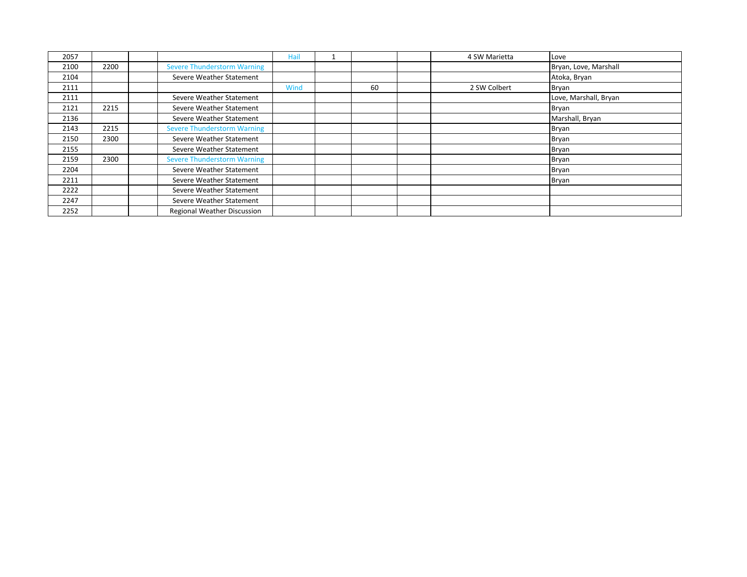| | | | | | | | | | |
|---|---|---|---|---|---|---|---|---|---|
| 2057 | | | | Hail | 1 | | | 4 SW Marietta | Love |
| 2100 | 2200 | | Severe Thunderstorm Warning | | | | | | Bryan, Love, Marshall |
| 2104 | | | Severe Weather Statement | | | | | | Atoka, Bryan |
| 2111 | | | | Wind | | 60 | | 2 SW Colbert | Bryan |
| 2111 | | | Severe Weather Statement | | | | | | Love, Marshall, Bryan |
| 2121 | 2215 | | Severe Weather Statement | | | | | | Bryan |
| 2136 | | | Severe Weather Statement | | | | | | Marshall, Bryan |
| 2143 | 2215 | | Severe Thunderstorm Warning | | | | | | Bryan |
| 2150 | 2300 | | Severe Weather Statement | | | | | | Bryan |
| 2155 | | | Severe Weather Statement | | | | | | Bryan |
| 2159 | 2300 | | Severe Thunderstorm Warning | | | | | | Bryan |
| 2204 | | | Severe Weather Statement | | | | | | Bryan |
| 2211 | | | Severe Weather Statement | | | | | | Bryan |
| 2222 | | | Severe Weather Statement | | | | | | |
| 2247 | | | Severe Weather Statement | | | | | | |
| 2252 | | | Regional Weather Discussion | | | | | | |